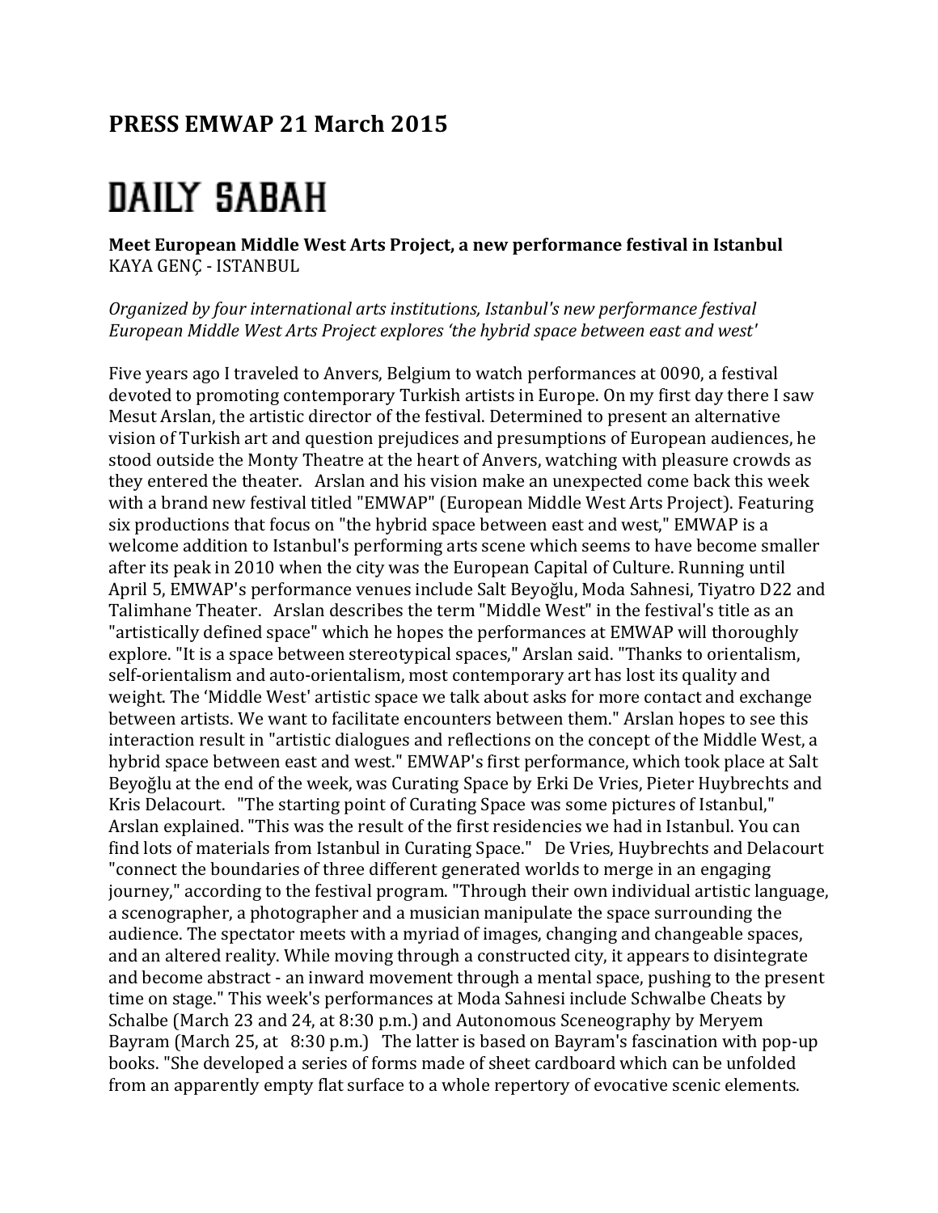# PRESS EMWAP 21 March 2015

## DAILY SABAH

**Meet European Middle West Arts Project, a new performance festival in Istanbul**
KAYA GENÇ - ISTANBUL

*Organized by four international arts institutions, Istanbul's new performance festival European Middle West Arts Project explores 'the hybrid space between east and west'*

Five years ago I traveled to Anvers, Belgium to watch performances at 0090, a festival devoted to promoting contemporary Turkish artists in Europe. On my first day there I saw Mesut Arslan, the artistic director of the festival. Determined to present an alternative vision of Turkish art and question prejudices and presumptions of European audiences, he stood outside the Monty Theatre at the heart of Anvers, watching with pleasure crowds as they entered the theater. Arslan and his vision make an unexpected come back this week with a brand new festival titled "EMWAP" (European Middle West Arts Project). Featuring six productions that focus on "the hybrid space between east and west," EMWAP is a welcome addition to Istanbul's performing arts scene which seems to have become smaller after its peak in 2010 when the city was the European Capital of Culture. Running until April 5, EMWAP's performance venues include Salt Beyoğlu, Moda Sahnesi, Tiyatro D22 and Talimhane Theater. Arslan describes the term "Middle West" in the festival's title as an "artistically defined space" which he hopes the performances at EMWAP will thoroughly explore. "It is a space between stereotypical spaces," Arslan said. "Thanks to orientalism, self-orientalism and auto-orientalism, most contemporary art has lost its quality and weight. The 'Middle West' artistic space we talk about asks for more contact and exchange between artists. We want to facilitate encounters between them." Arslan hopes to see this interaction result in "artistic dialogues and reflections on the concept of the Middle West, a hybrid space between east and west." EMWAP's first performance, which took place at Salt Beyoğlu at the end of the week, was Curating Space by Erki De Vries, Pieter Huybrechts and Kris Delacourt. "The starting point of Curating Space was some pictures of Istanbul," Arslan explained. "This was the result of the first residencies we had in Istanbul. You can find lots of materials from Istanbul in Curating Space." De Vries, Huybrechts and Delacourt "connect the boundaries of three different generated worlds to merge in an engaging journey," according to the festival program. "Through their own individual artistic language, a scenographer, a photographer and a musician manipulate the space surrounding the audience. The spectator meets with a myriad of images, changing and changeable spaces, and an altered reality. While moving through a constructed city, it appears to disintegrate and become abstract - an inward movement through a mental space, pushing to the present time on stage." This week's performances at Moda Sahnesi include Schwalbe Cheats by Schalbe (March 23 and 24, at 8:30 p.m.) and Autonomous Sceneography by Meryem Bayram (March 25, at 8:30 p.m.) The latter is based on Bayram's fascination with pop-up books. "She developed a series of forms made of sheet cardboard which can be unfolded from an apparently empty flat surface to a whole repertory of evocative scenic elements.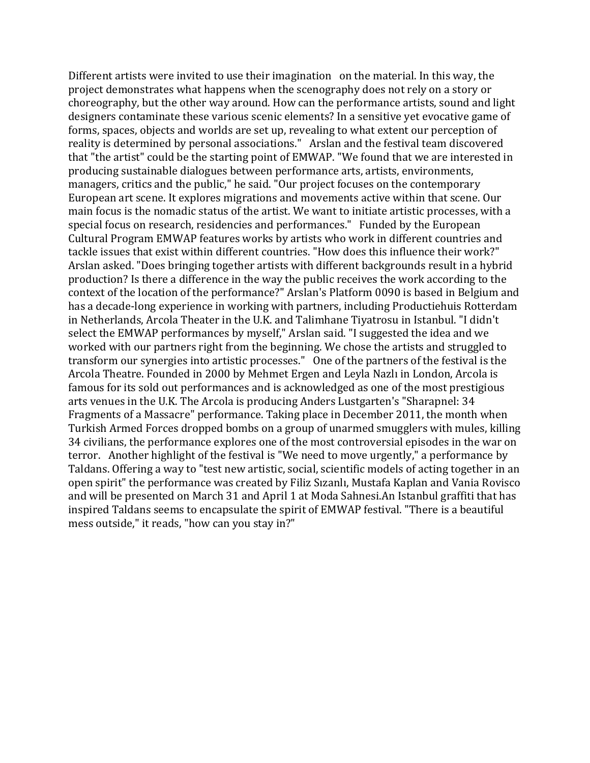Different artists were invited to use their imagination on the material. In this way, the project demonstrates what happens when the scenography does not rely on a story or choreography, but the other way around. How can the performance artists, sound and light designers contaminate these various scenic elements? In a sensitive yet evocative game of forms, spaces, objects and worlds are set up, revealing to what extent our perception of reality is determined by personal associations." Arslan and the festival team discovered that "the artist" could be the starting point of EMWAP. "We found that we are interested in producing sustainable dialogues between performance arts, artists, environments, managers, critics and the public," he said. "Our project focuses on the contemporary European art scene. It explores migrations and movements active within that scene. Our main focus is the nomadic status of the artist. We want to initiate artistic processes, with a special focus on research, residencies and performances." Funded by the European Cultural Program EMWAP features works by artists who work in different countries and tackle issues that exist within different countries. "How does this influence their work?" Arslan asked. "Does bringing together artists with different backgrounds result in a hybrid production? Is there a difference in the way the public receives the work according to the context of the location of the performance?" Arslan's Platform 0090 is based in Belgium and has a decade-long experience in working with partners, including Productiehuis Rotterdam in Netherlands, Arcola Theater in the U.K. and Talimhane Tiyatrosu in Istanbul. "I didn't select the EMWAP performances by myself," Arslan said. "I suggested the idea and we worked with our partners right from the beginning. We chose the artists and struggled to transform our synergies into artistic processes." One of the partners of the festival is the Arcola Theatre. Founded in 2000 by Mehmet Ergen and Leyla Nazlı in London, Arcola is famous for its sold out performances and is acknowledged as one of the most prestigious arts venues in the U.K. The Arcola is producing Anders Lustgarten's "Sharapnel: 34 Fragments of a Massacre" performance. Taking place in December 2011, the month when Turkish Armed Forces dropped bombs on a group of unarmed smugglers with mules, killing 34 civilians, the performance explores one of the most controversial episodes in the war on terror. Another highlight of the festival is "We need to move urgently," a performance by Taldans. Offering a way to "test new artistic, social, scientific models of acting together in an open spirit" the performance was created by Filiz Sızanlı, Mustafa Kaplan and Vania Rovisco and will be presented on March 31 and April 1 at Moda Sahnesi.An Istanbul graffiti that has inspired Taldans seems to encapsulate the spirit of EMWAP festival. "There is a beautiful mess outside," it reads, "how can you stay in?"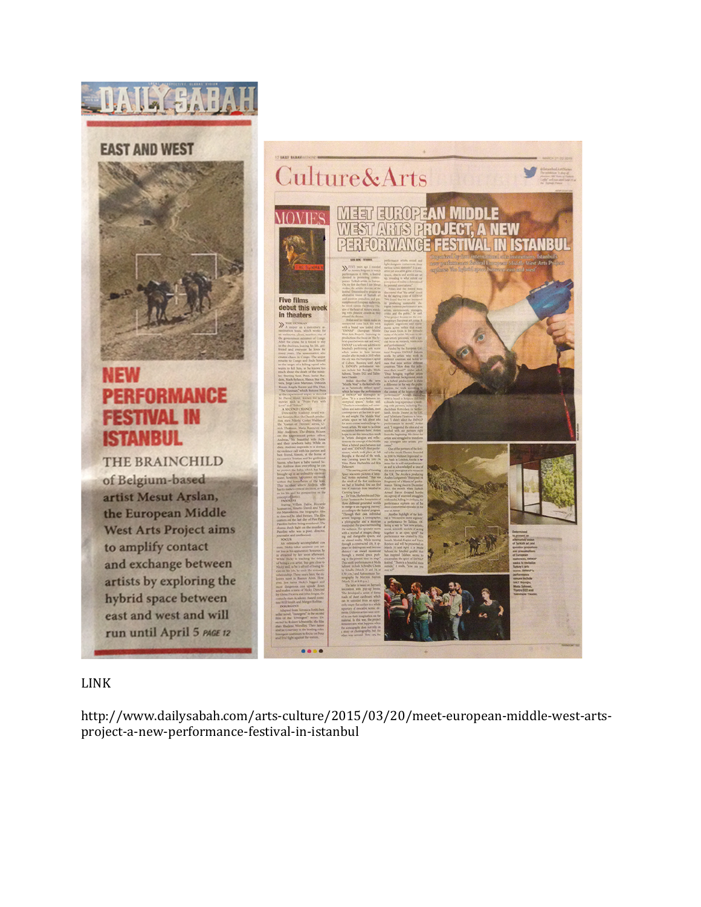DAILY SABAH

## EAST AND WEST

# NEW PERFORMANCE FESTIVAL IN ISTANBUL

THE BRAINCHILD of Belgium-based artist Mesut Arslan, the European Middle West Arts Project aims to amplify contact and exchange between artists by exploring the hybrid space between east and west and will run until April 5 PAGE 12

Culture&Arts

MOVIES

Five films debut this week in theaters

# MEET EUROPEAN MIDDLE WEST ARTS PROJECT, A NEW PERFORMANCE FESTIVAL IN ISTANBUL

LINK

http://www.dailysabah.com/arts-culture/2015/03/20/meet-european-middle-west-arts-project-a-new-performance-festival-in-istanbul